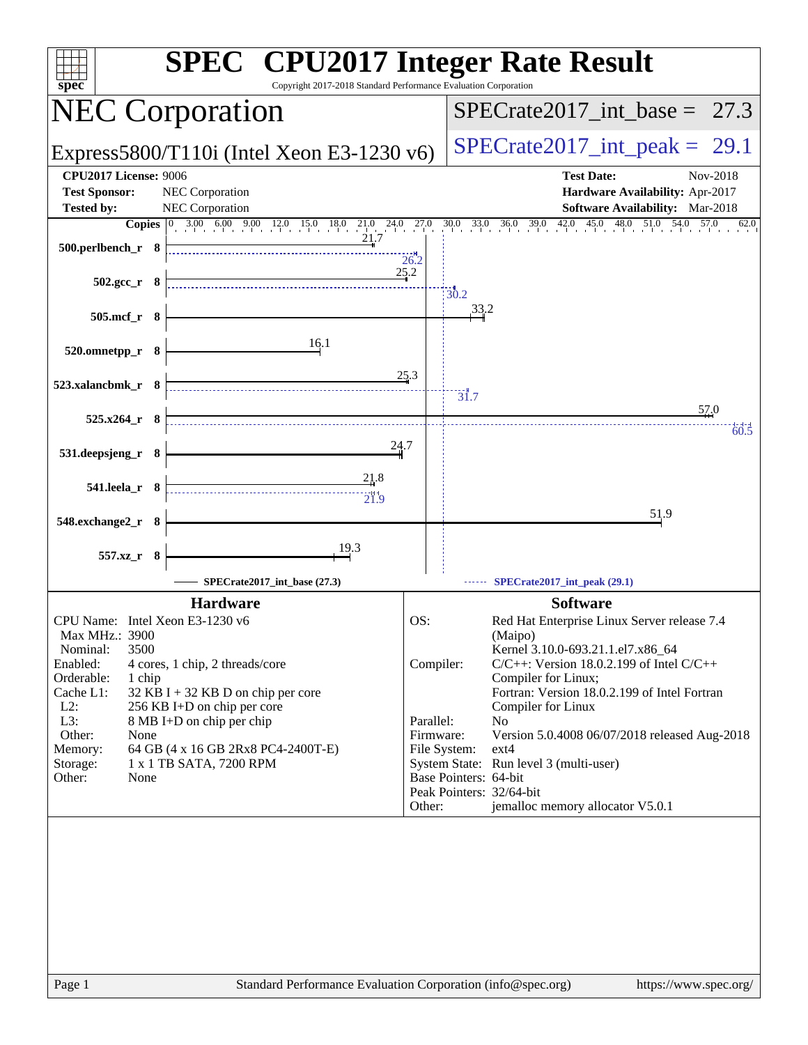# SPEC CPU2017 Integer Rate Result

Copyright 2017-2018 Standard Performance Evaluation Corporation

## NEC Corporation

Express5800/T110i (Intel Xeon E3-1230 v6)

SPECrate2017_int_base = 27.3

SPECrate2017_int_peak = 29.1

**CPU2017 License:** 9006
**Test Sponsor:** NEC Corporation
**Tested by:** NEC Corporation

**Test Date:** Nov-2018
**Hardware Availability:** Apr-2017
**Software Availability:** Mar-2018

| Benchmark | Copies | Base | Peak |
|---|---|---|---|
| 500.perlbench_r | 8 | 21.7 | 26.2 |
| 502.gcc_r | 8 | 25.2 | 30.2 |
| 505.mcf_r | 8 | 33.2 | |
| 520.omnetpp_r | 8 | 16.1 | |
| 523.xalancbmk_r | 8 | 25.3 | 31.7 |
| 525.x264_r | 8 | 57.0 | 60.5 |
| 531.deepsjeng_r | 8 | 24.7 | |
| 541.leela_r | 8 | 21.8 | 21.9 |
| 548.exchange2_r | 8 | 51.9 | |
| 557.xz_r | 8 | 19.3 | |

SPECrate2017_int_base (27.3) — SPECrate2017_int_peak (29.1)

### Hardware

| | |
|---|---|
| CPU Name: | Intel Xeon E3-1230 v6 |
| Max MHz.: | 3900 |
| Nominal: | 3500 |
| Enabled: | 4 cores, 1 chip, 2 threads/core |
| Orderable: | 1 chip |
| Cache L1: | 32 KB I + 32 KB D on chip per core |
| L2: | 256 KB I+D on chip per core |
| L3: | 8 MB I+D on chip per chip |
| Other: | None |
| Memory: | 64 GB (4 x 16 GB 2Rx8 PC4-2400T-E) |
| Storage: | 1 x 1 TB SATA, 7200 RPM |
| Other: | None |

### Software

| | |
|---|---|
| OS: | Red Hat Enterprise Linux Server release 7.4 (Maipo) Kernel 3.10.0-693.21.1.el7.x86_64 |
| Compiler: | C/C++: Version 18.0.2.199 of Intel C/C++ Compiler for Linux; Fortran: Version 18.0.2.199 of Intel Fortran Compiler for Linux |
| Parallel: | No |
| Firmware: | Version 5.0.4008 06/07/2018 released Aug-2018 |
| File System: | ext4 |
| System State: | Run level 3 (multi-user) |
| Base Pointers: | 64-bit |
| Peak Pointers: | 32/64-bit |
| Other: | jemalloc memory allocator V5.0.1 |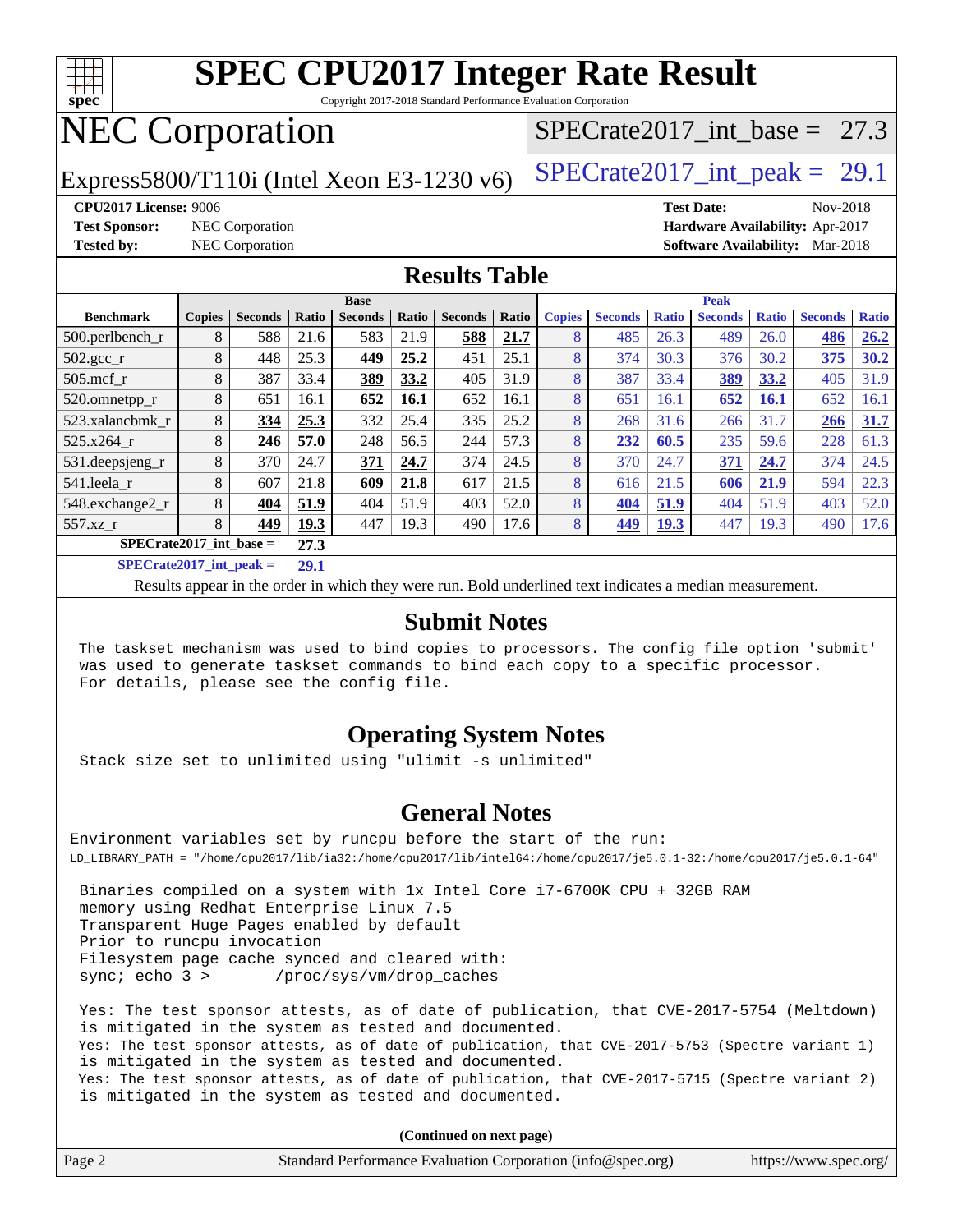# SPEC CPU2017 Integer Rate Result

Copyright 2017-2018 Standard Performance Evaluation Corporation

# NEC Corporation

Express5800/T110i (Intel Xeon E3-1230 v6)

SPECrate2017_int_base = 27.3

SPECrate2017_int_peak = 29.1

**CPU2017 License:** 9006
**Test Sponsor:** NEC Corporation
**Tested by:** NEC Corporation

**Test Date:** Nov-2018
**Hardware Availability:** Apr-2017
**Software Availability:** Mar-2018

## Results Table

| Benchmark | Base | | | | | | | Peak | | | | | | |
|---|---|---|---|---|---|---|---|---|---|---|---|---|---|---|
| | Copies | Seconds | Ratio | Seconds | Ratio | Seconds | Ratio | Copies | Seconds | Ratio | Seconds | Ratio | Seconds | Ratio |
| 500.perlbench_r | 8 | 588 | 21.6 | 583 | 21.9 | **588** | **21.7** | 8 | 485 | 26.3 | 489 | 26.0 | **486** | **26.2** |
| 502.gcc_r | 8 | 448 | 25.3 | **449** | **25.2** | 451 | 25.1 | 8 | 374 | 30.3 | 376 | 30.2 | **375** | **30.2** |
| 505.mcf_r | 8 | 387 | 33.4 | **389** | **33.2** | 405 | 31.9 | 8 | 387 | 33.4 | **389** | **33.2** | 405 | 31.9 |
| 520.omnetpp_r | 8 | 651 | 16.1 | **652** | **16.1** | 652 | 16.1 | 8 | 651 | 16.1 | **652** | **16.1** | 652 | 16.1 |
| 523.xalancbmk_r | 8 | **334** | **25.3** | 332 | 25.4 | 335 | 25.2 | 8 | 268 | 31.6 | 266 | 31.7 | **266** | **31.7** |
| 525.x264_r | 8 | **246** | **57.0** | 248 | 56.5 | 244 | 57.3 | 8 | **232** | **60.5** | 235 | 59.6 | 228 | 61.3 |
| 531.deepsjeng_r | 8 | 370 | 24.7 | **371** | **24.7** | 374 | 24.5 | 8 | 370 | 24.7 | **371** | **24.7** | 374 | 24.5 |
| 541.leela_r | 8 | 607 | 21.8 | **609** | **21.8** | 617 | 21.5 | 8 | 616 | 21.5 | **606** | **21.9** | 594 | 22.3 |
| 548.exchange2_r | 8 | **404** | **51.9** | 404 | 51.9 | 403 | 52.0 | 8 | **404** | **51.9** | 404 | 51.9 | 403 | 52.0 |
| 557.xz_r | 8 | **449** | **19.3** | 447 | 19.3 | 490 | 17.6 | 8 | **449** | **19.3** | 447 | 19.3 | 490 | 17.6 |

**SPECrate2017_int_base = 27.3**

**SPECrate2017_int_peak = 29.1**

Results appear in the order in which they were run. Bold underlined text indicates a median measurement.

## Submit Notes

```
The taskset mechanism was used to bind copies to processors. The config file option 'submit'
was used to generate taskset commands to bind each copy to a specific processor.
For details, please see the config file.
```

## Operating System Notes

```
Stack size set to unlimited using "ulimit -s unlimited"
```

## General Notes

```
Environment variables set by runcpu before the start of the run:
LD_LIBRARY_PATH = "/home/cpu2017/lib/ia32:/home/cpu2017/lib/intel64:/home/cpu2017/je5.0.1-32:/home/cpu2017/je5.0.1-64"

 Binaries compiled on a system with 1x Intel Core i7-6700K CPU + 32GB RAM
 memory using Redhat Enterprise Linux 7.5
 Transparent Huge Pages enabled by default
 Prior to runcpu invocation
 Filesystem page cache synced and cleared with:
 sync; echo 3 >       /proc/sys/vm/drop_caches

 Yes: The test sponsor attests, as of date of publication, that CVE-2017-5754 (Meltdown)
 is mitigated in the system as tested and documented.
 Yes: The test sponsor attests, as of date of publication, that CVE-2017-5753 (Spectre variant 1)
 is mitigated in the system as tested and documented.
 Yes: The test sponsor attests, as of date of publication, that CVE-2017-5715 (Spectre variant 2)
 is mitigated in the system as tested and documented.
```

**(Continued on next page)**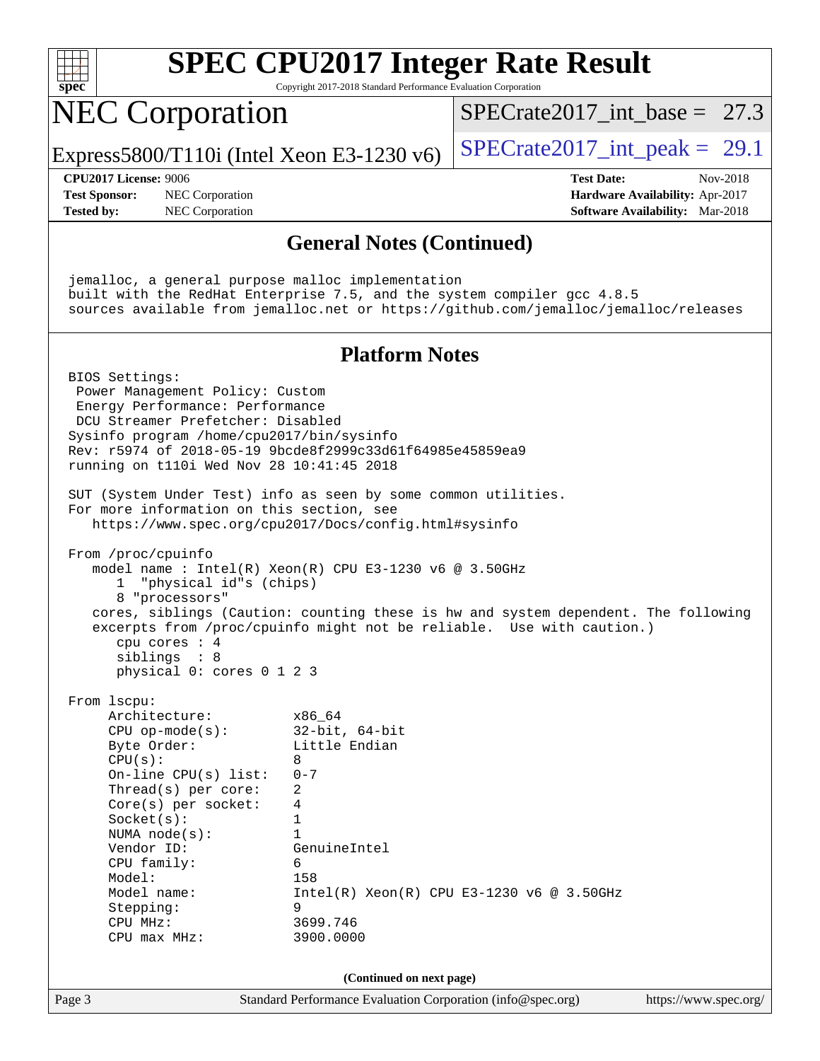## General Notes (Continued)

```
jemalloc, a general purpose malloc implementation
built with the RedHat Enterprise 7.5, and the system compiler gcc 4.8.5
sources available from jemalloc.net or https://github.com/jemalloc/jemalloc/releases
```

## Platform Notes

```
BIOS Settings:
 Power Management Policy: Custom
 Energy Performance: Performance
 DCU Streamer Prefetcher: Disabled
Sysinfo program /home/cpu2017/bin/sysinfo
Rev: r5974 of 2018-05-19 9bcde8f2999c33d61f64985e45859ea9
running on t110i Wed Nov 28 10:41:45 2018

SUT (System Under Test) info as seen by some common utilities.
For more information on this section, see
   https://www.spec.org/cpu2017/Docs/config.html#sysinfo

From /proc/cpuinfo
   model name : Intel(R) Xeon(R) CPU E3-1230 v6 @ 3.50GHz
      1  "physical id"s (chips)
      8 "processors"
   cores, siblings (Caution: counting these is hw and system dependent. The following
   excerpts from /proc/cpuinfo might not be reliable.  Use with caution.)
      cpu cores : 4
      siblings  : 8
      physical 0: cores 0 1 2 3

From lscpu:
     Architecture:          x86_64
     CPU op-mode(s):        32-bit, 64-bit
     Byte Order:            Little Endian
     CPU(s):                8
     On-line CPU(s) list:   0-7
     Thread(s) per core:    2
     Core(s) per socket:    4
     Socket(s):             1
     NUMA node(s):          1
     Vendor ID:             GenuineIntel
     CPU family:            6
     Model:                 158
     Model name:            Intel(R) Xeon(R) CPU E3-1230 v6 @ 3.50GHz
     Stepping:              9
     CPU MHz:               3699.746
     CPU max MHz:           3900.0000
```

(Continued on next page)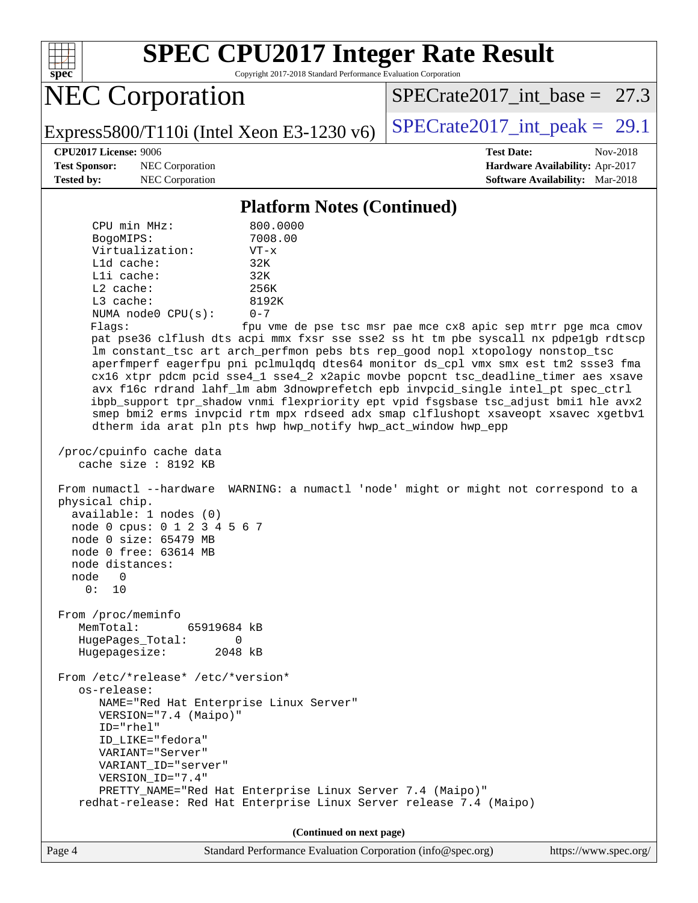## Platform Notes (Continued)

```
      CPU min MHz:           800.0000
      BogoMIPS:              7008.00
      Virtualization:        VT-x
      L1d cache:             32K
      L1i cache:             32K
      L2 cache:              256K
      L3 cache:              8192K
      NUMA node0 CPU(s):     0-7
      Flags:                 fpu vme de pse tsc msr pae mce cx8 apic sep mtrr pge mca cmov
      pat pse36 clflush dts acpi mmx fxsr sse sse2 ss ht tm pbe syscall nx pdpe1gb rdtscp
      lm constant_tsc art arch_perfmon pebs bts rep_good nopl xtopology nonstop_tsc
      aperfmperf eagerfpu pni pclmulqdq dtes64 monitor ds_cpl vmx smx est tm2 ssse3 fma
      cx16 xtpr pdcm pcid sse4_1 sse4_2 x2apic movbe popcnt tsc_deadline_timer aes xsave
      avx f16c rdrand lahf_lm abm 3dnowprefetch epb invpcid_single intel_pt spec_ctrl
      ibpb_support tpr_shadow vnmi flexpriority ept vpid fsgsbase tsc_adjust bmi1 hle avx2
      smep bmi2 erms invpcid rtm mpx rdseed adx smap clflushopt xsaveopt xsavec xgetbv1
      dtherm ida arat pln pts hwp hwp_notify hwp_act_window hwp_epp

 /proc/cpuinfo cache data
    cache size : 8192 KB

 From numactl --hardware  WARNING: a numactl 'node' might or might not correspond to a
 physical chip.
   available: 1 nodes (0)
   node 0 cpus: 0 1 2 3 4 5 6 7
   node 0 size: 65479 MB
   node 0 free: 63614 MB
   node distances:
   node   0
     0:  10

 From /proc/meminfo
    MemTotal:       65919684 kB
    HugePages_Total:       0
    Hugepagesize:       2048 kB

 From /etc/*release* /etc/*version*
    os-release:
       NAME="Red Hat Enterprise Linux Server"
       VERSION="7.4 (Maipo)"
       ID="rhel"
       ID_LIKE="fedora"
       VARIANT="Server"
       VARIANT_ID="server"
       VERSION_ID="7.4"
       PRETTY_NAME="Red Hat Enterprise Linux Server 7.4 (Maipo)"
    redhat-release: Red Hat Enterprise Linux Server release 7.4 (Maipo)
```

(Continued on next page)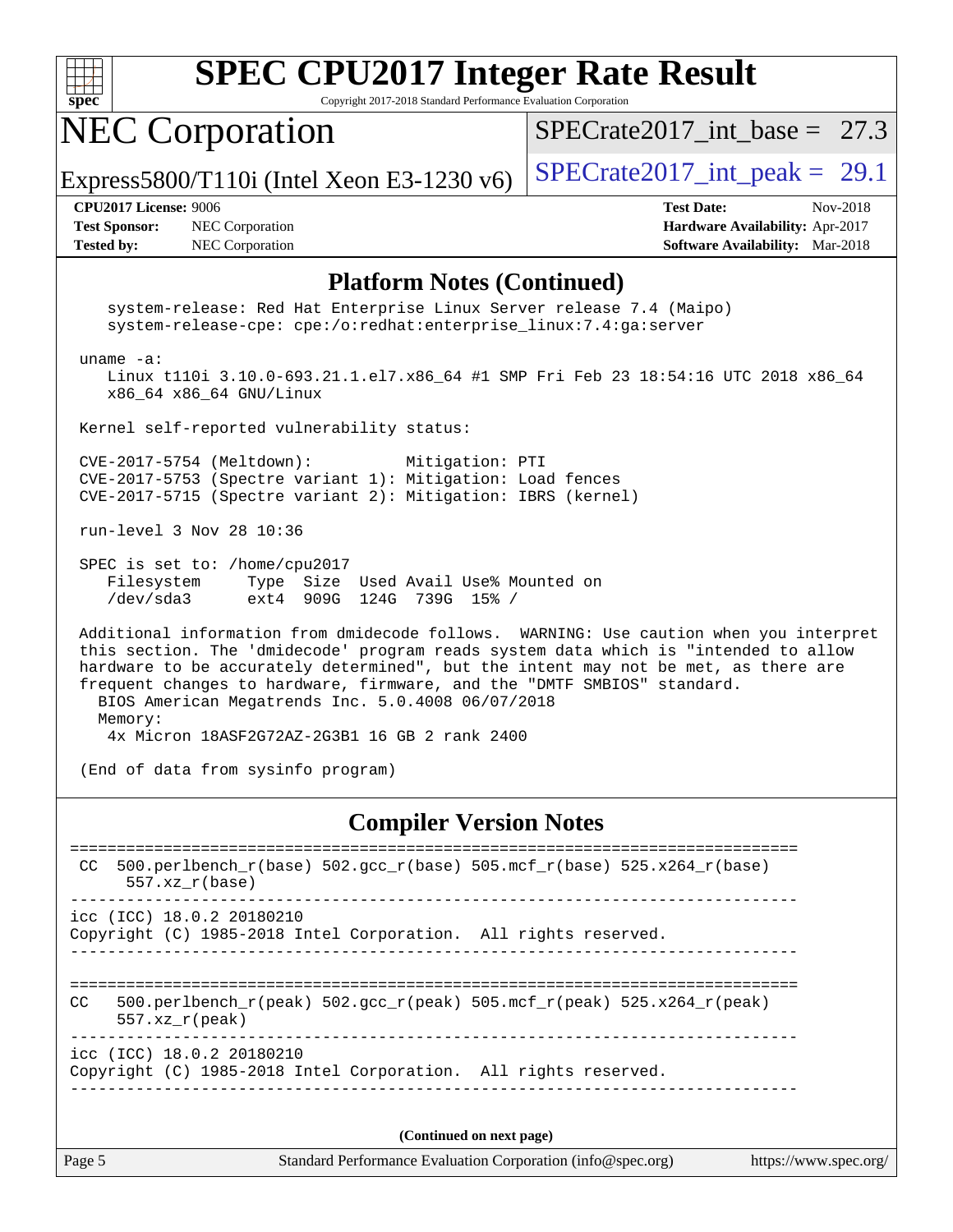# SPEC CPU2017 Integer Rate Result

Copyright 2017-2018 Standard Performance Evaluation Corporation

## NEC Corporation

Express5800/T110i (Intel Xeon E3-1230 v6)

SPECrate2017_int_base = 27.3

SPECrate2017_int_peak = 29.1

**CPU2017 License:** 9006
**Test Sponsor:** NEC Corporation
**Tested by:** NEC Corporation

**Test Date:** Nov-2018
**Hardware Availability:** Apr-2017
**Software Availability:** Mar-2018

### Platform Notes (Continued)

```
    system-release: Red Hat Enterprise Linux Server release 7.4 (Maipo)
    system-release-cpe: cpe:/o:redhat:enterprise_linux:7.4:ga:server

 uname -a:
    Linux t110i 3.10.0-693.21.1.el7.x86_64 #1 SMP Fri Feb 23 18:54:16 UTC 2018 x86_64
    x86_64 x86_64 GNU/Linux

 Kernel self-reported vulnerability status:

 CVE-2017-5754 (Meltdown):          Mitigation: PTI
 CVE-2017-5753 (Spectre variant 1): Mitigation: Load fences
 CVE-2017-5715 (Spectre variant 2): Mitigation: IBRS (kernel)

 run-level 3 Nov 28 10:36

 SPEC is set to: /home/cpu2017
    Filesystem     Type  Size  Used Avail Use% Mounted on
    /dev/sda3      ext4  909G  124G  739G  15% /

 Additional information from dmidecode follows.  WARNING: Use caution when you interpret
 this section. The 'dmidecode' program reads system data which is "intended to allow
 hardware to be accurately determined", but the intent may not be met, as there are
 frequent changes to hardware, firmware, and the "DMTF SMBIOS" standard.
   BIOS American Megatrends Inc. 5.0.4008 06/07/2018
   Memory:
    4x Micron 18ASF2G72AZ-2G3B1 16 GB 2 rank 2400

 (End of data from sysinfo program)
```

### Compiler Version Notes

```
==============================================================================
 CC  500.perlbench_r(base) 502.gcc_r(base) 505.mcf_r(base) 525.x264_r(base)
      557.xz_r(base)
------------------------------------------------------------------------------
icc (ICC) 18.0.2 20180210
Copyright (C) 1985-2018 Intel Corporation.  All rights reserved.
------------------------------------------------------------------------------

==============================================================================
CC   500.perlbench_r(peak) 502.gcc_r(peak) 505.mcf_r(peak) 525.x264_r(peak)
      557.xz_r(peak)
------------------------------------------------------------------------------
icc (ICC) 18.0.2 20180210
Copyright (C) 1985-2018 Intel Corporation.  All rights reserved.
------------------------------------------------------------------------------
```

**(Continued on next page)**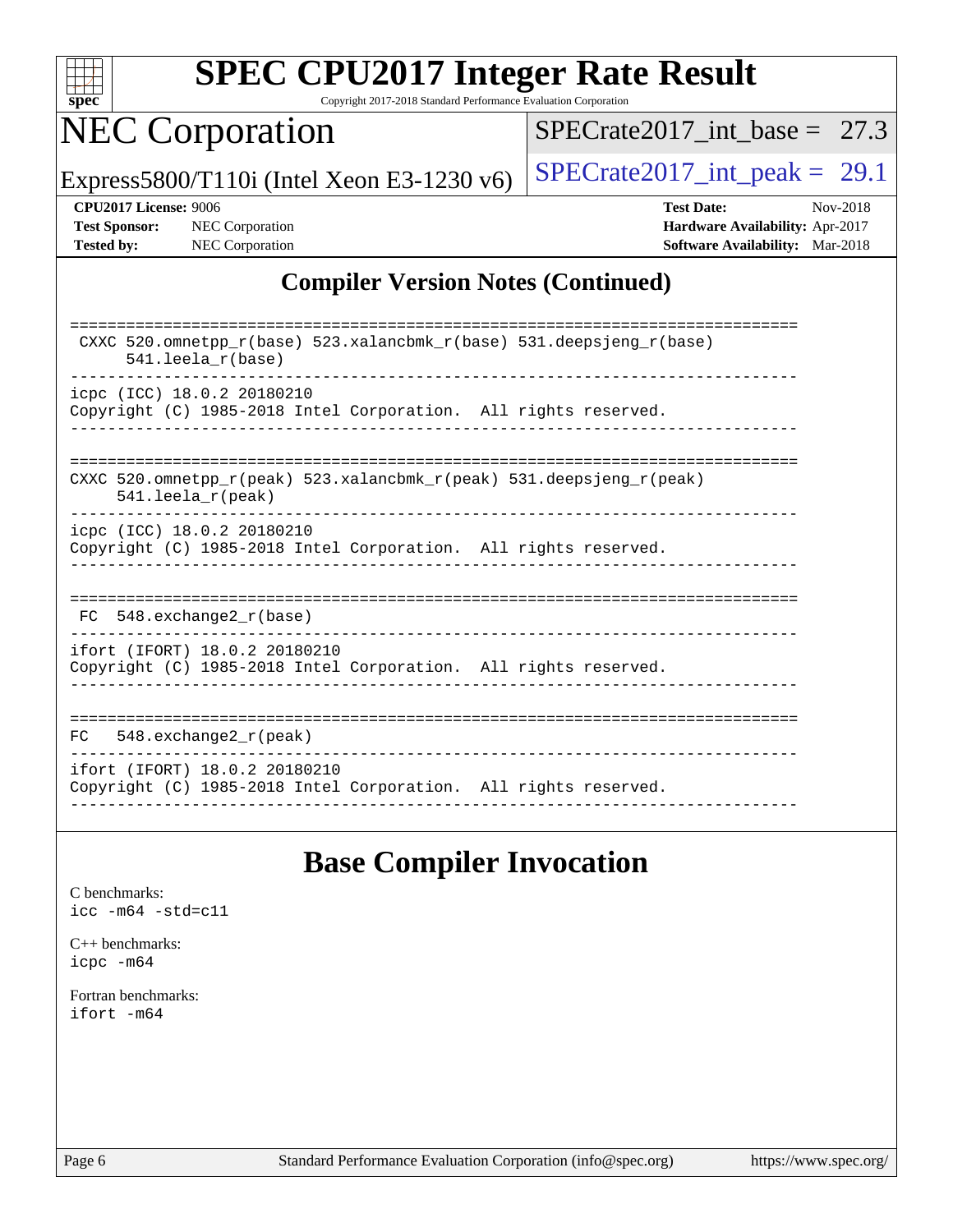## Compiler Version Notes (Continued)

```
==============================================================================
 CXXC 520.omnetpp_r(base) 523.xalancbmk_r(base) 531.deepsjeng_r(base)
      541.leela_r(base)
------------------------------------------------------------------------------
icpc (ICC) 18.0.2 20180210
Copyright (C) 1985-2018 Intel Corporation.  All rights reserved.
------------------------------------------------------------------------------

==============================================================================
CXXC 520.omnetpp_r(peak) 523.xalancbmk_r(peak) 531.deepsjeng_r(peak)
      541.leela_r(peak)
------------------------------------------------------------------------------
icpc (ICC) 18.0.2 20180210
Copyright (C) 1985-2018 Intel Corporation.  All rights reserved.
------------------------------------------------------------------------------

==============================================================================
 FC  548.exchange2_r(base)
------------------------------------------------------------------------------
ifort (IFORT) 18.0.2 20180210
Copyright (C) 1985-2018 Intel Corporation.  All rights reserved.
------------------------------------------------------------------------------

==============================================================================
FC   548.exchange2_r(peak)
------------------------------------------------------------------------------
ifort (IFORT) 18.0.2 20180210
Copyright (C) 1985-2018 Intel Corporation.  All rights reserved.
------------------------------------------------------------------------------
```

## Base Compiler Invocation

C benchmarks:
`icc -m64 -std=c11`

C++ benchmarks:
`icpc -m64`

Fortran benchmarks:
`ifort -m64`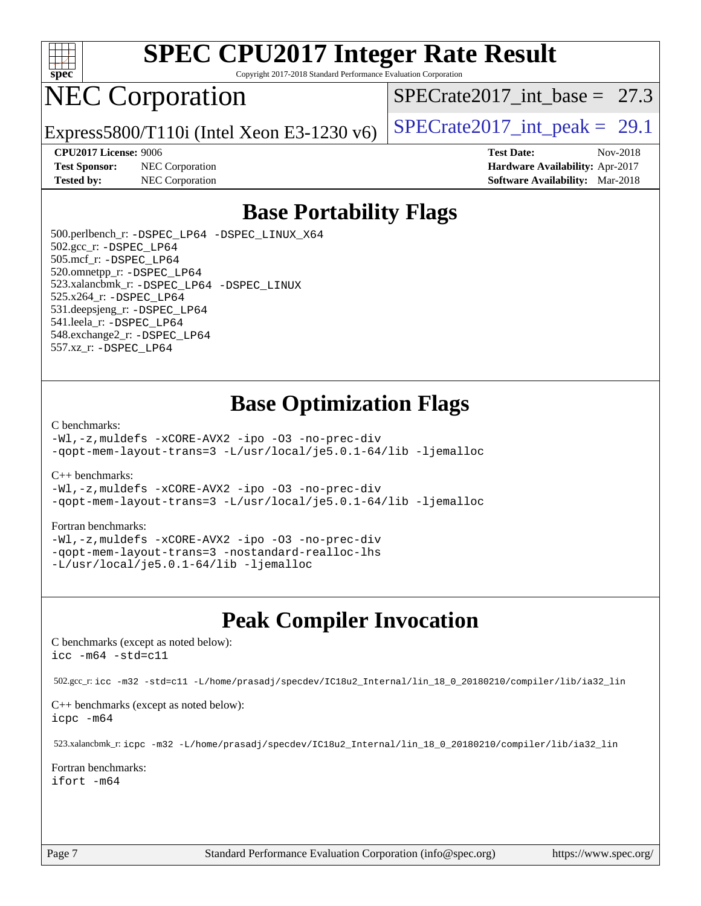# SPEC CPU2017 Integer Rate Result

Copyright 2017-2018 Standard Performance Evaluation Corporation

# NEC Corporation

Express5800/T110i (Intel Xeon E3-1230 v6)

SPECrate2017_int_base = 27.3

SPECrate2017_int_peak = 29.1

**CPU2017 License:** 9006
**Test Sponsor:** NEC Corporation
**Tested by:** NEC Corporation

**Test Date:** Nov-2018
**Hardware Availability:** Apr-2017
**Software Availability:** Mar-2018

## Base Portability Flags

500.perlbench_r: `-DSPEC_LP64 -DSPEC_LINUX_X64`
502.gcc_r: `-DSPEC_LP64`
505.mcf_r: `-DSPEC_LP64`
520.omnetpp_r: `-DSPEC_LP64`
523.xalancbmk_r: `-DSPEC_LP64 -DSPEC_LINUX`
525.x264_r: `-DSPEC_LP64`
531.deepsjeng_r: `-DSPEC_LP64`
541.leela_r: `-DSPEC_LP64`
548.exchange2_r: `-DSPEC_LP64`
557.xz_r: `-DSPEC_LP64`

## Base Optimization Flags

C benchmarks:

```
-Wl,-z,muldefs -xCORE-AVX2 -ipo -O3 -no-prec-div
-qopt-mem-layout-trans=3 -L/usr/local/je5.0.1-64/lib -ljemalloc
```

C++ benchmarks:

```
-Wl,-z,muldefs -xCORE-AVX2 -ipo -O3 -no-prec-div
-qopt-mem-layout-trans=3 -L/usr/local/je5.0.1-64/lib -ljemalloc
```

Fortran benchmarks:

```
-Wl,-z,muldefs -xCORE-AVX2 -ipo -O3 -no-prec-div
-qopt-mem-layout-trans=3 -nostandard-realloc-lhs
-L/usr/local/je5.0.1-64/lib -ljemalloc
```

## Peak Compiler Invocation

C benchmarks (except as noted below):

```
icc -m64 -std=c11
```

502.gcc_r: `icc -m32 -std=c11 -L/home/prasadj/specdev/IC18u2_Internal/lin_18_0_20180210/compiler/lib/ia32_lin`

C++ benchmarks (except as noted below):

```
icpc -m64
```

523.xalancbmk_r: `icpc -m32 -L/home/prasadj/specdev/IC18u2_Internal/lin_18_0_20180210/compiler/lib/ia32_lin`

Fortran benchmarks:

```
ifort -m64
```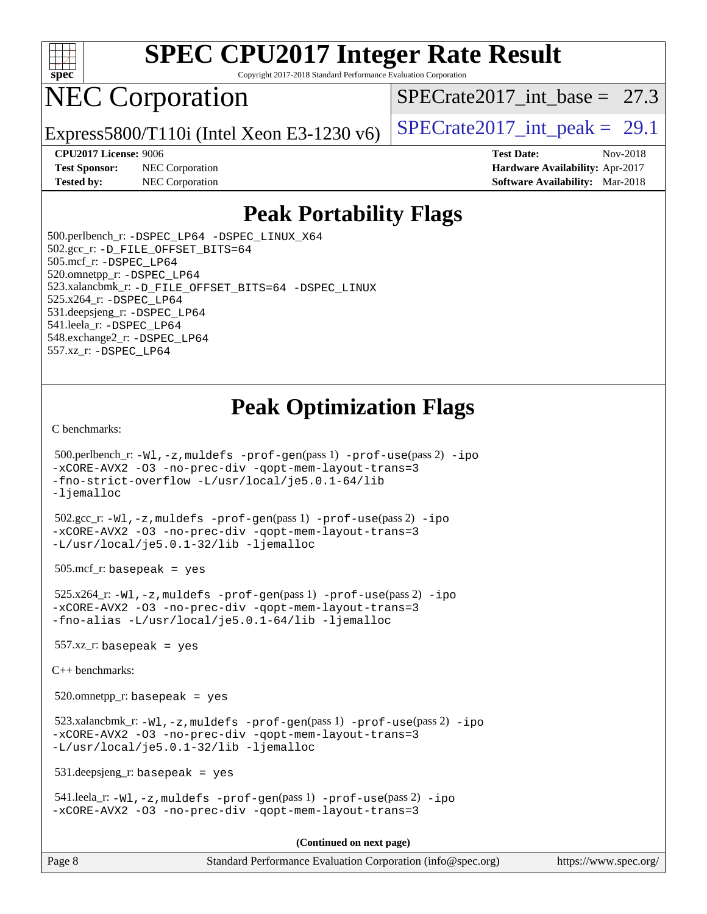# SPEC CPU2017 Integer Rate Result

Copyright 2017-2018 Standard Performance Evaluation Corporation

# NEC Corporation

Express5800/T110i (Intel Xeon E3-1230 v6)

SPECrate2017_int_base = 27.3

SPECrate2017_int_peak = 29.1

**CPU2017 License:** 9006
**Test Sponsor:** NEC Corporation
**Tested by:** NEC Corporation

**Test Date:** Nov-2018
**Hardware Availability:** Apr-2017
**Software Availability:** Mar-2018

## Peak Portability Flags

500.perlbench_r: -DSPEC_LP64 -DSPEC_LINUX_X64
502.gcc_r: -D_FILE_OFFSET_BITS=64
505.mcf_r: -DSPEC_LP64
520.omnetpp_r: -DSPEC_LP64
523.xalancbmk_r: -D_FILE_OFFSET_BITS=64 -DSPEC_LINUX
525.x264_r: -DSPEC_LP64
531.deepsjeng_r: -DSPEC_LP64
541.leela_r: -DSPEC_LP64
548.exchange2_r: -DSPEC_LP64
557.xz_r: -DSPEC_LP64

## Peak Optimization Flags

C benchmarks:

500.perlbench_r: -Wl,-z,muldefs -prof-gen(pass 1) -prof-use(pass 2) -ipo -xCORE-AVX2 -O3 -no-prec-div -qopt-mem-layout-trans=3 -fno-strict-overflow -L/usr/local/je5.0.1-64/lib -ljemalloc

502.gcc_r: -Wl,-z,muldefs -prof-gen(pass 1) -prof-use(pass 2) -ipo -xCORE-AVX2 -O3 -no-prec-div -qopt-mem-layout-trans=3 -L/usr/local/je5.0.1-32/lib -ljemalloc

505.mcf_r: basepeak = yes

525.x264_r: -Wl,-z,muldefs -prof-gen(pass 1) -prof-use(pass 2) -ipo -xCORE-AVX2 -O3 -no-prec-div -qopt-mem-layout-trans=3 -fno-alias -L/usr/local/je5.0.1-64/lib -ljemalloc

557.xz_r: basepeak = yes

C++ benchmarks:

520.omnetpp_r: basepeak = yes

523.xalancbmk_r: -Wl,-z,muldefs -prof-gen(pass 1) -prof-use(pass 2) -ipo -xCORE-AVX2 -O3 -no-prec-div -qopt-mem-layout-trans=3 -L/usr/local/je5.0.1-32/lib -ljemalloc

531.deepsjeng_r: basepeak = yes

541.leela_r: -Wl,-z,muldefs -prof-gen(pass 1) -prof-use(pass 2) -ipo -xCORE-AVX2 -O3 -no-prec-div -qopt-mem-layout-trans=3

**(Continued on next page)**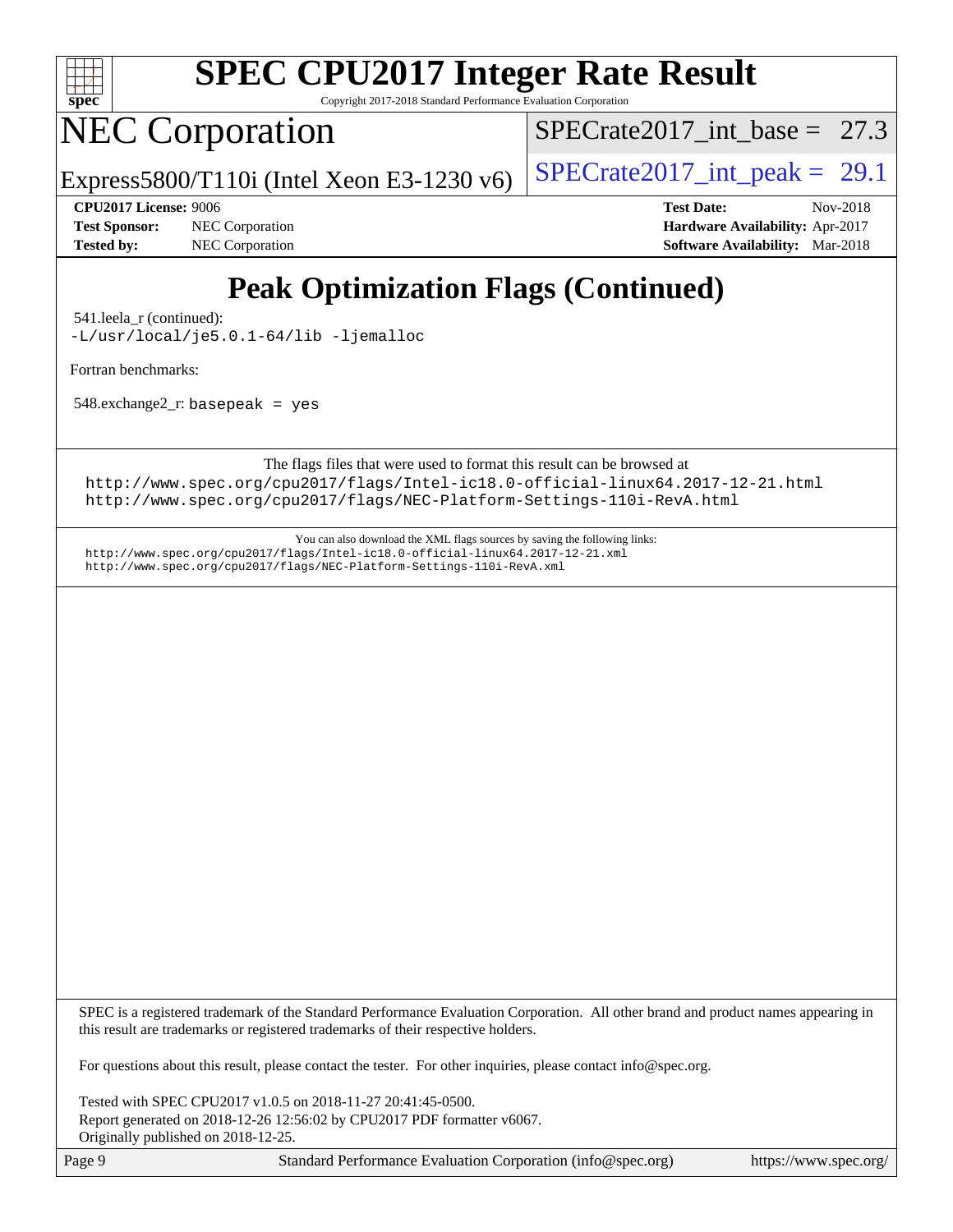# SPEC CPU2017 Integer Rate Result

Copyright 2017-2018 Standard Performance Evaluation Corporation

# NEC Corporation

Express5800/T110i (Intel Xeon E3-1230 v6)

SPECrate2017_int_base = 27.3

SPECrate2017_int_peak = 29.1

**CPU2017 License:** 9006
**Test Sponsor:** NEC Corporation
**Tested by:** NEC Corporation

**Test Date:** Nov-2018
**Hardware Availability:** Apr-2017
**Software Availability:** Mar-2018

## Peak Optimization Flags (Continued)

541.leela_r (continued):
`-L/usr/local/je5.0.1-64/lib -ljemalloc`

Fortran benchmarks:

548.exchange2_r: `basepeak = yes`

The flags files that were used to format this result can be browsed at
http://www.spec.org/cpu2017/flags/Intel-ic18.0-official-linux64.2017-12-21.html
http://www.spec.org/cpu2017/flags/NEC-Platform-Settings-110i-RevA.html

You can also download the XML flags sources by saving the following links:
http://www.spec.org/cpu2017/flags/Intel-ic18.0-official-linux64.2017-12-21.xml
http://www.spec.org/cpu2017/flags/NEC-Platform-Settings-110i-RevA.xml

SPEC is a registered trademark of the Standard Performance Evaluation Corporation. All other brand and product names appearing in this result are trademarks or registered trademarks of their respective holders.

For questions about this result, please contact the tester. For other inquiries, please contact info@spec.org.

Tested with SPEC CPU2017 v1.0.5 on 2018-11-27 20:41:45-0500.
Report generated on 2018-12-26 12:56:02 by CPU2017 PDF formatter v6067.
Originally published on 2018-12-25.